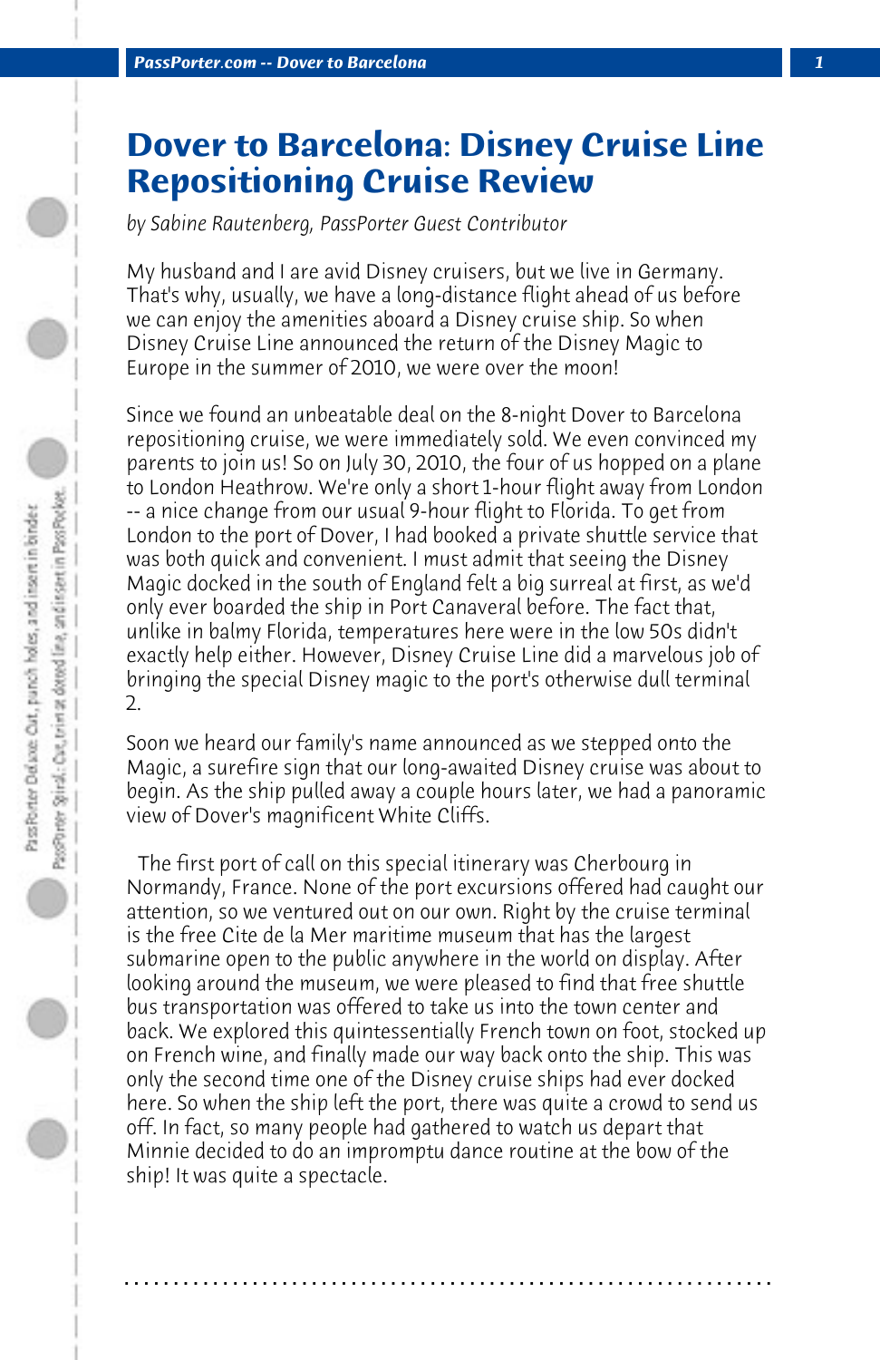# Dover to Barcelona: Disney Cruise Line Repositioning Cruise Review

*by Sabine Rautenberg, PassPorter Guest Contributor*

My husband and I are avid Disney cruisers, but we live in Germany. That's why, usually, we have a long-distance flight ahead of us before we can enjoy the amenities aboard a Disney cruise ship. So when Disney Cruise Line announced the return of the Disney Magic to Europe in the summer of 2010, we were over the moon!

Since we found an unbeatable deal on the 8-night Dover to Barcelona repositioning cruise, we were immediately sold. We even convinced my parents to join us! So on July 30, 2010, the four of us hopped on a plane to London Heathrow. We're only a short 1-hour flight away from London -- a nice change from our usual 9-hour flight to Florida. To get from London to the port of Dover, I had booked a private shuttle service that was both quick and convenient. I must admit that seeing the Disney Magic docked in the south of England felt a big surreal at first, as we'd only ever boarded the ship in Port Canaveral before. The fact that, unlike in balmy Florida, temperatures here were in the low 50s didn't exactly help either. However, Disney Cruise Line did a marvelous job of bringing the special Disney magic to the port's otherwise dull terminal 2.

Soon we heard our family's name announced as we stepped onto the Magic, a surefire sign that our long-awaited Disney cruise was about to begin. As the ship pulled away a couple hours later, we had a panoramic view of Dover's magnificent White Cliffs.

The first port of call on this special itinerary was Cherbourg in Normandy, France. None of the port excursions offered had caught our attention, so we ventured out on our own. Right by the cruise terminal is the free Cite de la Mer maritime museum that has the largest submarine open to the public anywhere in the world on display. After looking around the museum, we were pleased to find that free shuttle bus transportation was offered to take us into the town center and back. We explored this quintessentially French town on foot, stocked up on French wine, and finally made our way back onto the ship. This was only the second time one of the Disney cruise ships had ever docked here. So when the ship left the port, there was quite a crowd to send us off. In fact, so many people had gathered to watch us depart that Minnie decided to do an impromptu dance routine at the bow of the ship! It was quite a spectacle.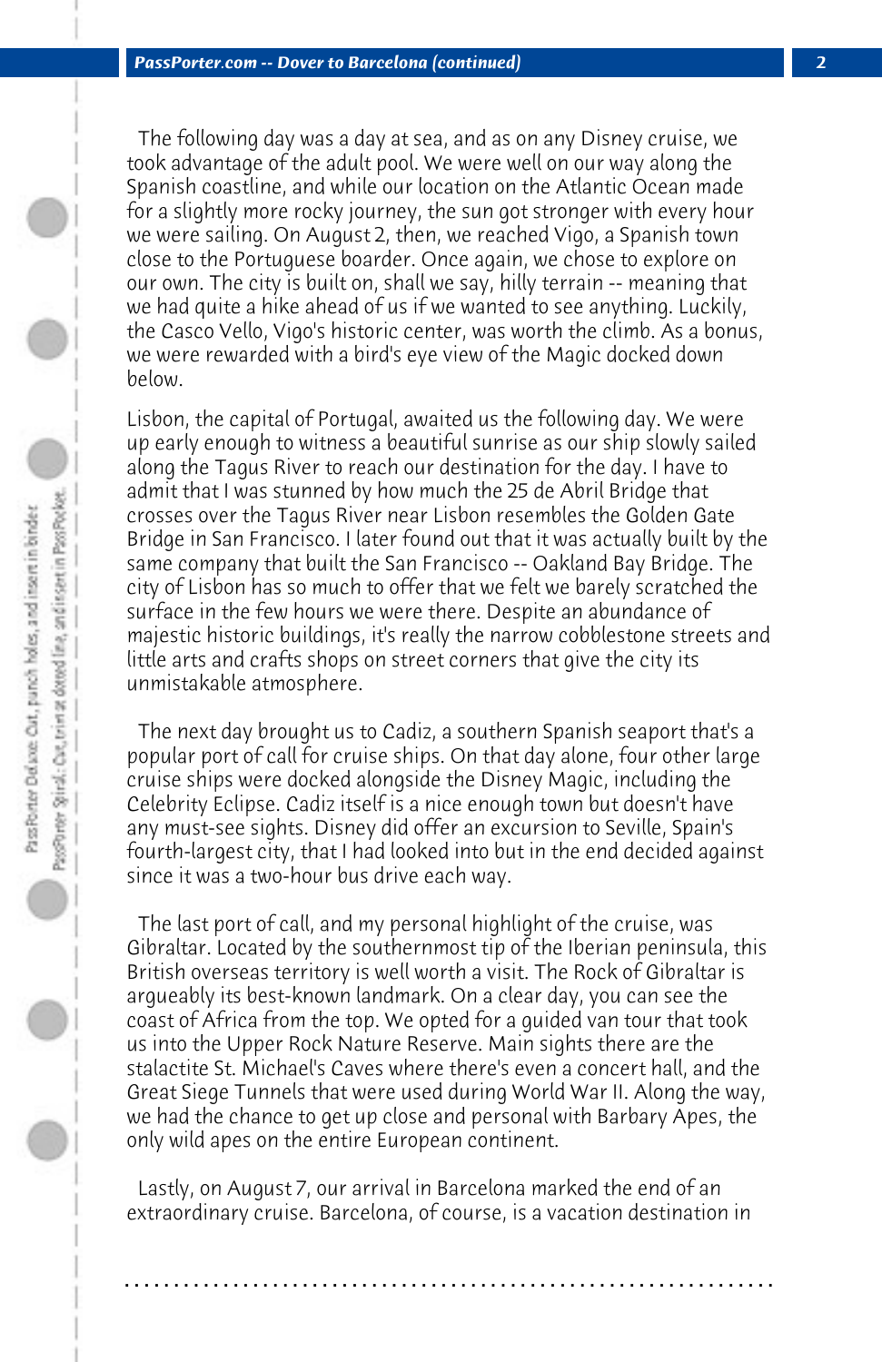The following day was a day at sea, and as on any Disney cruise, we took advantage of the adult pool. We were well on our way along the Spanish coastline, and while our location on the Atlantic Ocean made for a slightly more rocky journey, the sun got stronger with every hour we were sailing. On August 2, then, we reached Vigo, a Spanish town close to the Portuguese boarder. Once again, we chose to explore on our own. The city is built on, shall we say, hilly terrain -- meaning that we had quite a hike ahead of us if we wanted to see anything. Luckily, the Casco Vello, Vigo's historic center, was worth the climb. As a bonus, we were rewarded with a bird's eye view of the Magic docked down below.

Lisbon, the capital of Portugal, awaited us the following day. We were up early enough to witness a beautiful sunrise as our ship slowly sailed along the Tagus River to reach our destination for the day. I have to admit that I was stunned by how much the 25 de Abril Bridge that crosses over the Tagus River near Lisbon resembles the Golden Gate Bridge in San Francisco. I later found out that it was actually built by the same company that built the San Francisco -- Oakland Bay Bridge. The city of Lisbon has so much to offer that we felt we barely scratched the surface in the few hours we were there. Despite an abundance of majestic historic buildings, it's really the narrow cobblestone streets and little arts and crafts shops on street corners that give the city its unmistakable atmosphere.

The next day brought us to Cadiz, a southern Spanish seaport that's a popular port of call for cruise ships. On that day alone, four other large cruise ships were docked alongside the Disney Magic, including the Celebrity Eclipse. Cadiz itself is a nice enough town but doesn't have any must-see sights. Disney did offer an excursion to Seville, Spain's fourth-largest city, that I had looked into but in the end decided against since it was a two-hour bus drive each way.

The last port of call, and my personal highlight of the cruise, was Gibraltar. Located by the southernmost tip of the Iberian peninsula, this British overseas territory is well worth a visit. The Rock of Gibraltar is argueably its best-known landmark. On a clear day, you can see the coast of Africa from the top. We opted for a guided van tour that took us into the Upper Rock Nature Reserve. Main sights there are the stalactite St. Michael's Caves where there's even a concert hall, and the Great Siege Tunnels that were used during World War II. Along the way, we had the chance to get up close and personal with Barbary Apes, the only wild apes on the entire European continent.

Lastly, on August 7, our arrival in Barcelona marked the end of an extraordinary cruise. Barcelona, of course, is a vacation destination in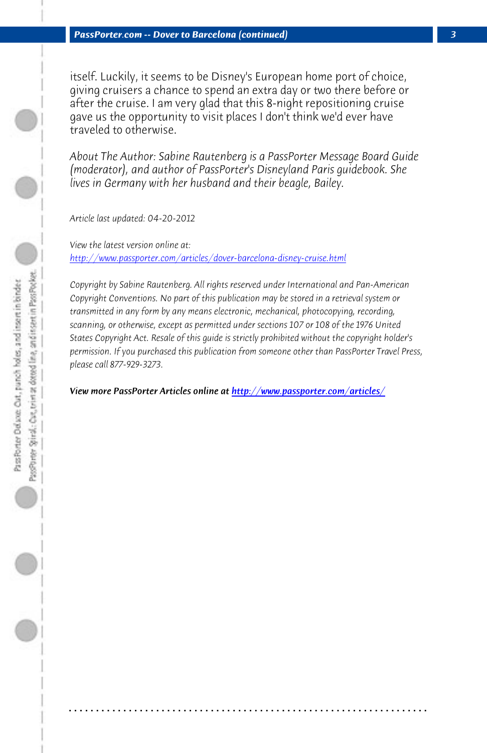itself. Luckily, it seems to be Disney's European home port of choice, giving cruisers a chance to spend an extra day or two there before or after the cruise. I am very glad that this 8-night repositioning cruise gave us the opportunity to visit places I don't think we'd ever have traveled to otherwise.

*About The Author: Sabine Rautenberg is a PassPorter Message Board Guide (moderator), and author of PassPorter's Disneyland Paris guidebook. She lives in Germany with her husband and their beagle, Bailey.*

*Article last updated: 04-20-2012*

*View the latest version online at:*
*http://www.passporter.com/articles/dover-barcelona-disney-cruise.html*

*Copyright by Sabine Rautenberg. All rights reserved under International and Pan-American Copyright Conventions. No part of this publication may be stored in a retrieval system or transmitted in any form by any means electronic, mechanical, photocopying, recording, scanning, or otherwise, except as permitted under sections 107 or 108 of the 1976 United States Copyright Act. Resale of this guide is strictly prohibited without the copyright holder's permission. If you purchased this publication from someone other than PassPorter Travel Press, please call 877-929-3273.*

***View more PassPorter Articles online at http://www.passporter.com/articles/***